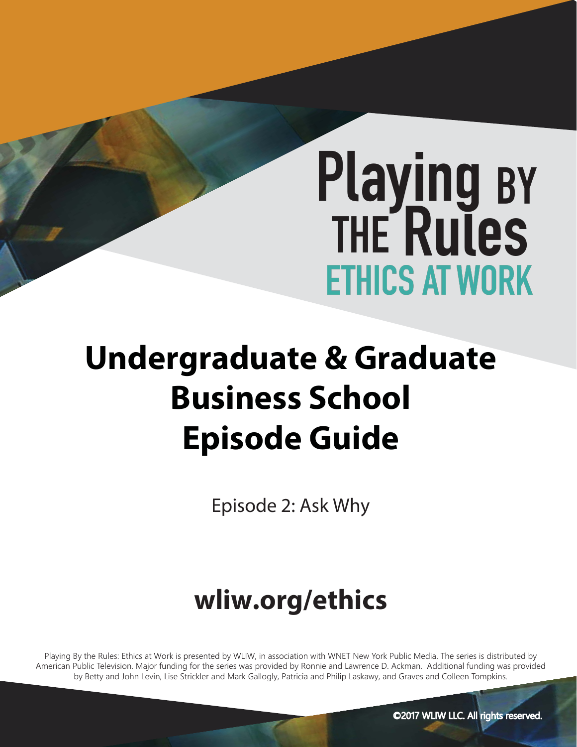# Playing BY THE Rules

## ETHICS AT WORK

# Undergraduate & Graduate Business School Episode Guide

Episode 2: Ask Why

## wliw.org/ethics

Playing By the Rules: Ethics at Work is presented by WLIW, in association with WNET New York Public Media. The series is distributed by American Public Television. Major funding for the series was provided by Ronnie and Lawrence D. Ackman. Additional funding was provided by Betty and John Levin, Lise Strickler and Mark Gallogly, Patricia and Philip Laskawy, and Graves and Colleen Tompkins.

©2017 WLIW LLC. All rights reserved.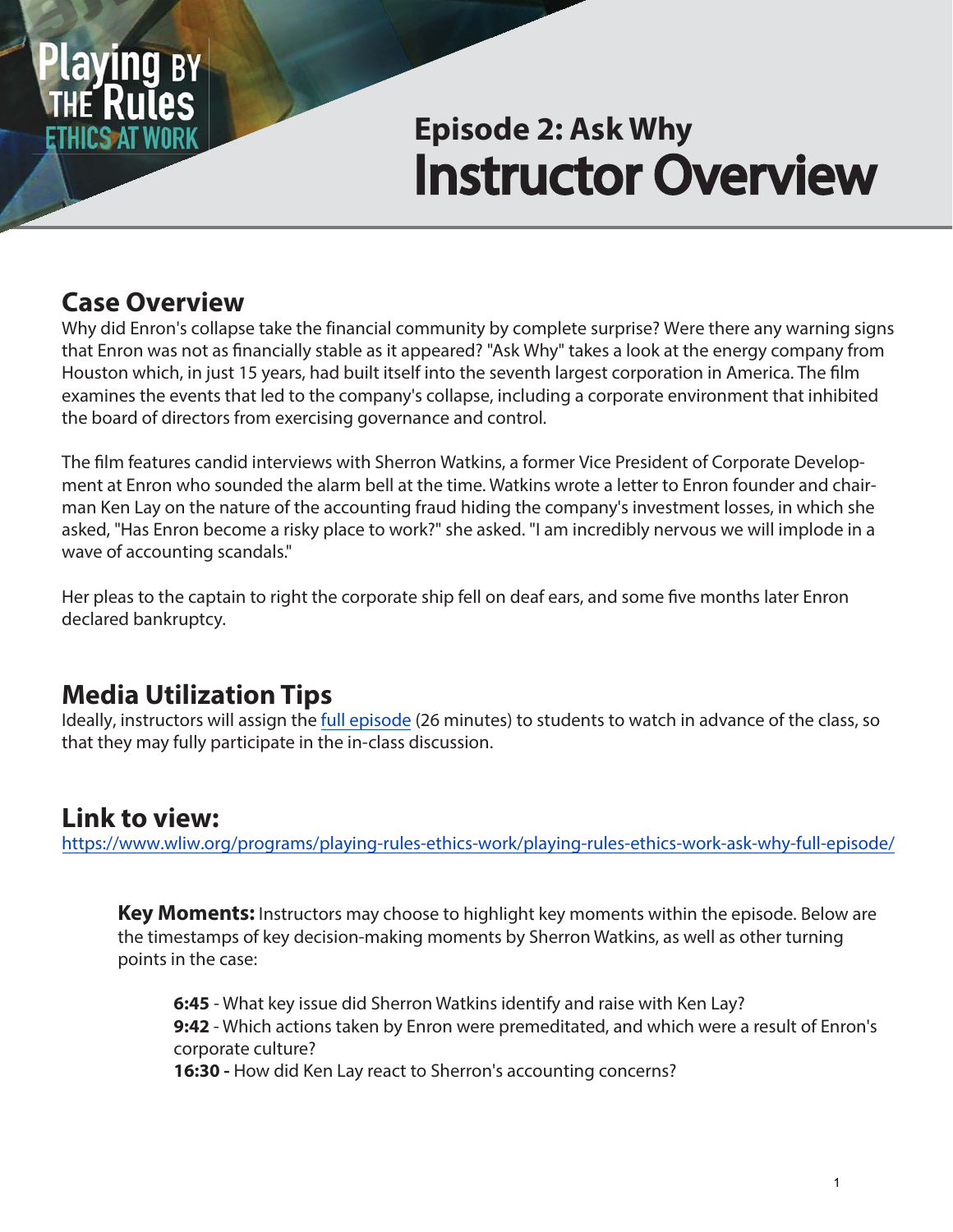# Episode 2: Ask Why
# Instructor Overview

## Case Overview

Why did Enron's collapse take the financial community by complete surprise? Were there any warning signs that Enron was not as financially stable as it appeared? "Ask Why" takes a look at the energy company from Houston which, in just 15 years, had built itself into the seventh largest corporation in America. The film examines the events that led to the company's collapse, including a corporate environment that inhibited the board of directors from exercising governance and control.

The film features candid interviews with Sherron Watkins, a former Vice President of Corporate Development at Enron who sounded the alarm bell at the time. Watkins wrote a letter to Enron founder and chairman Ken Lay on the nature of the accounting fraud hiding the company's investment losses, in which she asked, "Has Enron become a risky place to work?" she asked. "I am incredibly nervous we will implode in a wave of accounting scandals."

Her pleas to the captain to right the corporate ship fell on deaf ears, and some five months later Enron declared bankruptcy.

## Media Utilization Tips

Ideally, instructors will assign the full episode (26 minutes) to students to watch in advance of the class, so that they may fully participate in the in-class discussion.

## Link to view:

https://www.wliw.org/programs/playing-rules-ethics-work/playing-rules-ethics-work-ask-why-full-episode/

**Key Moments:** Instructors may choose to highlight key moments within the episode. Below are the timestamps of key decision-making moments by Sherron Watkins, as well as other turning points in the case:

**6:45** - What key issue did Sherron Watkins identify and raise with Ken Lay?
**9:42** - Which actions taken by Enron were premeditated, and which were a result of Enron's corporate culture?
**16:30 -** How did Ken Lay react to Sherron's accounting concerns?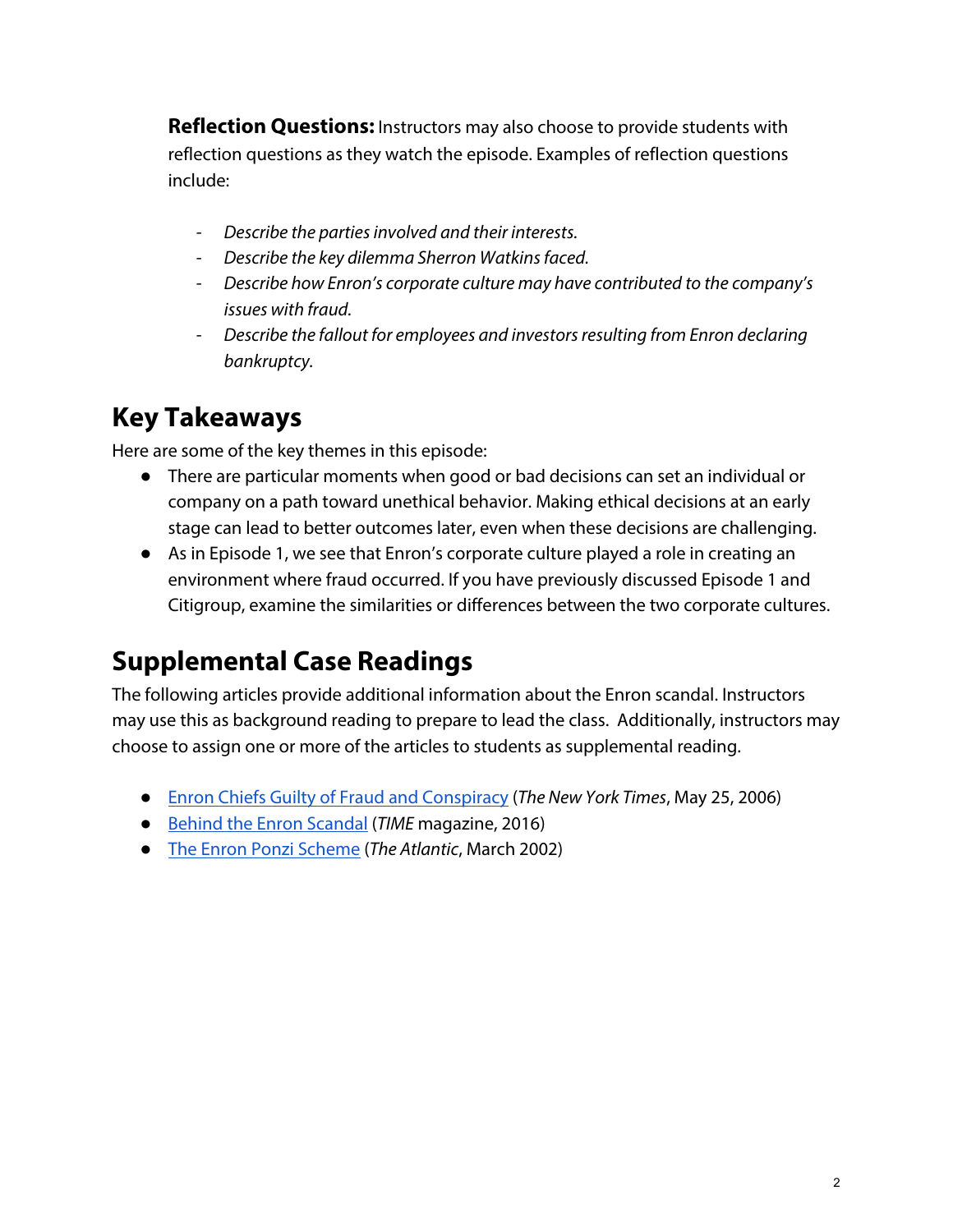**Reflection Questions:** Instructors may also choose to provide students with reflection questions as they watch the episode. Examples of reflection questions include:

- *Describe the parties involved and their interests.*
- *Describe the key dilemma Sherron Watkins faced.*
- *Describe how Enron's corporate culture may have contributed to the company's issues with fraud.*
- *Describe the fallout for employees and investors resulting from Enron declaring bankruptcy.*

## Key Takeaways

Here are some of the key themes in this episode:

- There are particular moments when good or bad decisions can set an individual or company on a path toward unethical behavior. Making ethical decisions at an early stage can lead to better outcomes later, even when these decisions are challenging.
- As in Episode 1, we see that Enron's corporate culture played a role in creating an environment where fraud occurred. If you have previously discussed Episode 1 and Citigroup, examine the similarities or differences between the two corporate cultures.

## Supplemental Case Readings

The following articles provide additional information about the Enron scandal. Instructors may use this as background reading to prepare to lead the class. Additionally, instructors may choose to assign one or more of the articles to students as supplemental reading.

- Enron Chiefs Guilty of Fraud and Conspiracy (*The New York Times*, May 25, 2006)
- Behind the Enron Scandal (*TIME* magazine, 2016)
- The Enron Ponzi Scheme (*The Atlantic*, March 2002)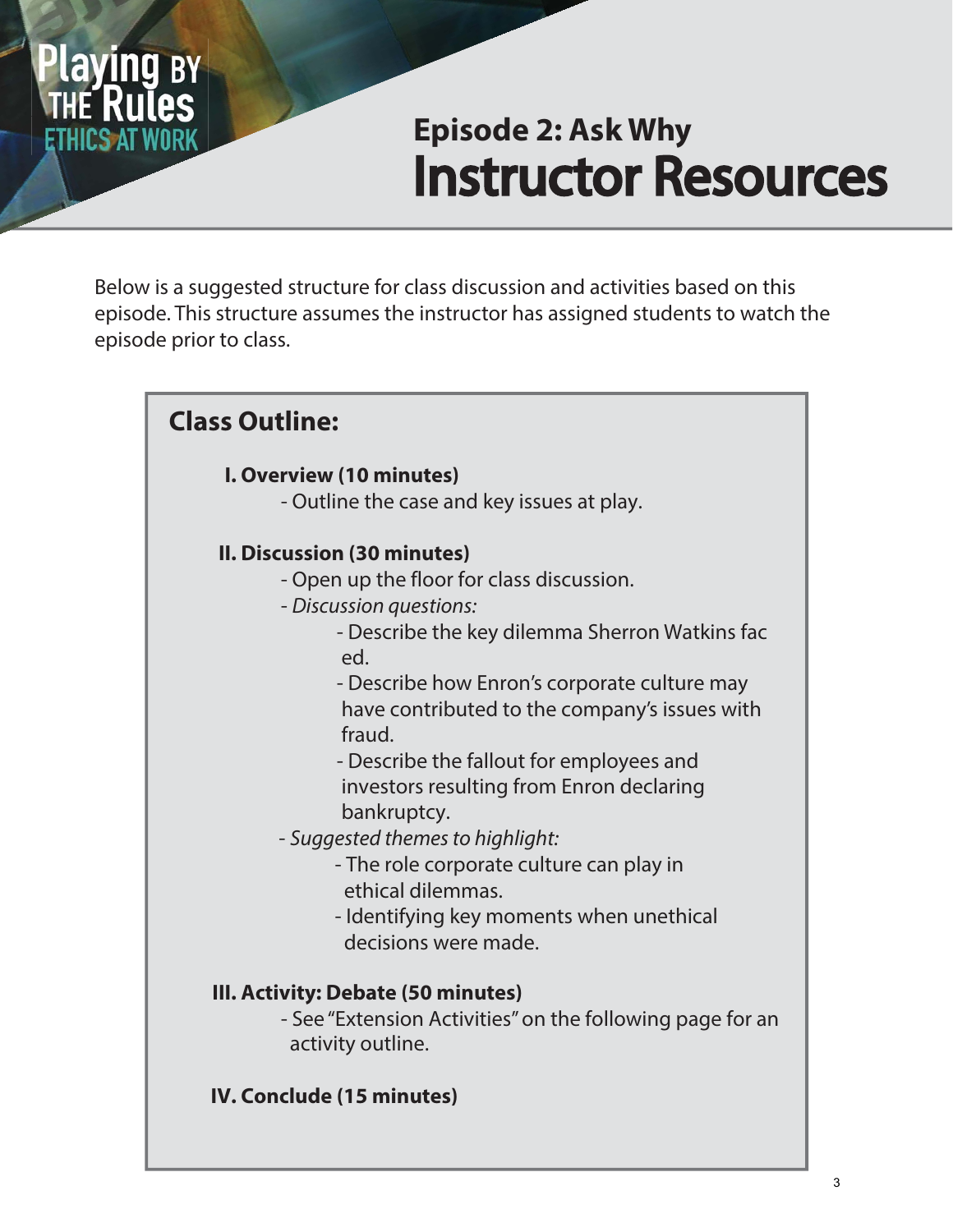Playing BY THE Rules ETHICS AT WORK

# Episode 2: Ask Why
# Instructor Resources

Below is a suggested structure for class discussion and activities based on this episode. This structure assumes the instructor has assigned students to watch the episode prior to class.

## Class Outline:

**I. Overview (10 minutes)**

- Outline the case and key issues at play.

**II. Discussion (30 minutes)**

- Open up the floor for class discussion.
- *Discussion questions:*
  - Describe the key dilemma Sherron Watkins faced.
  - Describe how Enron's corporate culture may have contributed to the company's issues with fraud.
  - Describe the fallout for employees and investors resulting from Enron declaring bankruptcy.
- *Suggested themes to highlight:*
  - The role corporate culture can play in ethical dilemmas.
  - Identifying key moments when unethical decisions were made.

**III. Activity: Debate (50 minutes)**

- See "Extension Activities" on the following page for an activity outline.

**IV. Conclude (15 minutes)**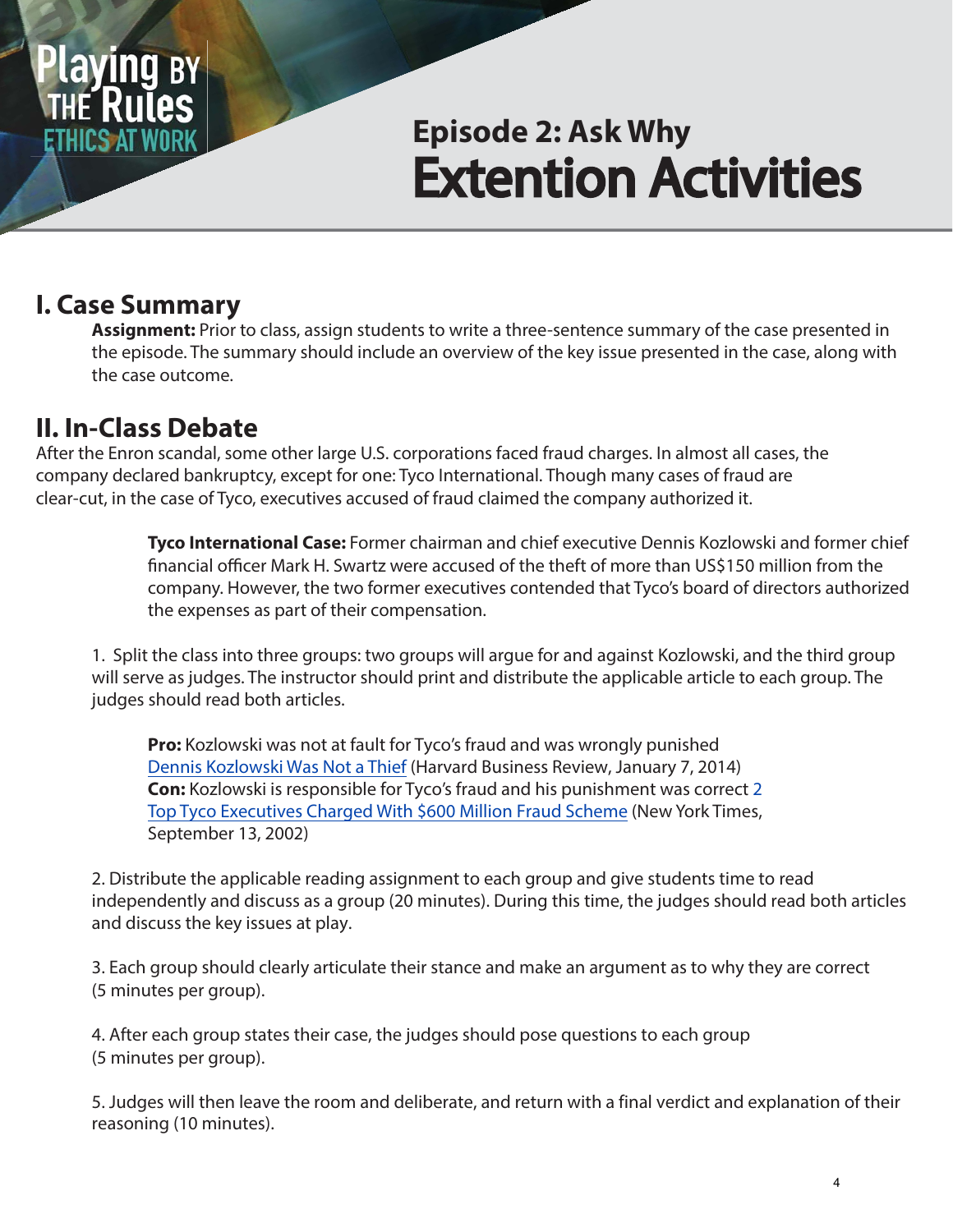# Episode 2: Ask Why
# Extention Activities

## I. Case Summary

**Assignment:** Prior to class, assign students to write a three-sentence summary of the case presented in the episode. The summary should include an overview of the key issue presented in the case, along with the case outcome.

## II. In-Class Debate

After the Enron scandal, some other large U.S. corporations faced fraud charges. In almost all cases, the company declared bankruptcy, except for one: Tyco International. Though many cases of fraud are clear-cut, in the case of Tyco, executives accused of fraud claimed the company authorized it.

> **Tyco International Case:** Former chairman and chief executive Dennis Kozlowski and former chief financial officer Mark H. Swartz were accused of the theft of more than US$150 million from the company. However, the two former executives contended that Tyco's board of directors authorized the expenses as part of their compensation.

1. Split the class into three groups: two groups will argue for and against Kozlowski, and the third group will serve as judges. The instructor should print and distribute the applicable article to each group. The judges should read both articles.

   **Pro:** Kozlowski was not at fault for Tyco's fraud and was wrongly punished Dennis Kozlowski Was Not a Thief (Harvard Business Review, January 7, 2014)
   **Con:** Kozlowski is responsible for Tyco's fraud and his punishment was correct 2 Top Tyco Executives Charged With $600 Million Fraud Scheme (New York Times, September 13, 2002)

2. Distribute the applicable reading assignment to each group and give students time to read independently and discuss as a group (20 minutes). During this time, the judges should read both articles and discuss the key issues at play.

3. Each group should clearly articulate their stance and make an argument as to why they are correct (5 minutes per group).

4. After each group states their case, the judges should pose questions to each group (5 minutes per group).

5. Judges will then leave the room and deliberate, and return with a final verdict and explanation of their reasoning (10 minutes).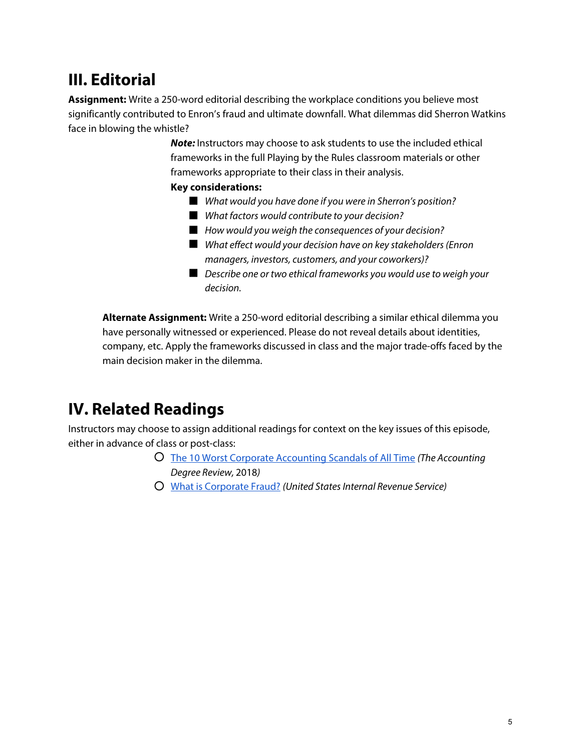## III. Editorial

**Assignment:** Write a 250-word editorial describing the workplace conditions you believe most significantly contributed to Enron's fraud and ultimate downfall. What dilemmas did Sherron Watkins face in blowing the whistle?

***Note:*** Instructors may choose to ask students to use the included ethical frameworks in the full Playing by the Rules classroom materials or other frameworks appropriate to their class in their analysis.

**Key considerations:**

- *What would you have done if you were in Sherron's position?*
- *What factors would contribute to your decision?*
- *How would you weigh the consequences of your decision?*
- *What effect would your decision have on key stakeholders (Enron managers, investors, customers, and your coworkers)?*
- *Describe one or two ethical frameworks you would use to weigh your decision.*

**Alternate Assignment:** Write a 250-word editorial describing a similar ethical dilemma you have personally witnessed or experienced. Please do not reveal details about identities, company, etc. Apply the frameworks discussed in class and the major trade-offs faced by the main decision maker in the dilemma.

## IV. Related Readings

Instructors may choose to assign additional readings for context on the key issues of this episode, either in advance of class or post-class:

- The 10 Worst Corporate Accounting Scandals of All Time *(The Accounting Degree Review,* 2018*)*
- What is Corporate Fraud? *(United States Internal Revenue Service)*